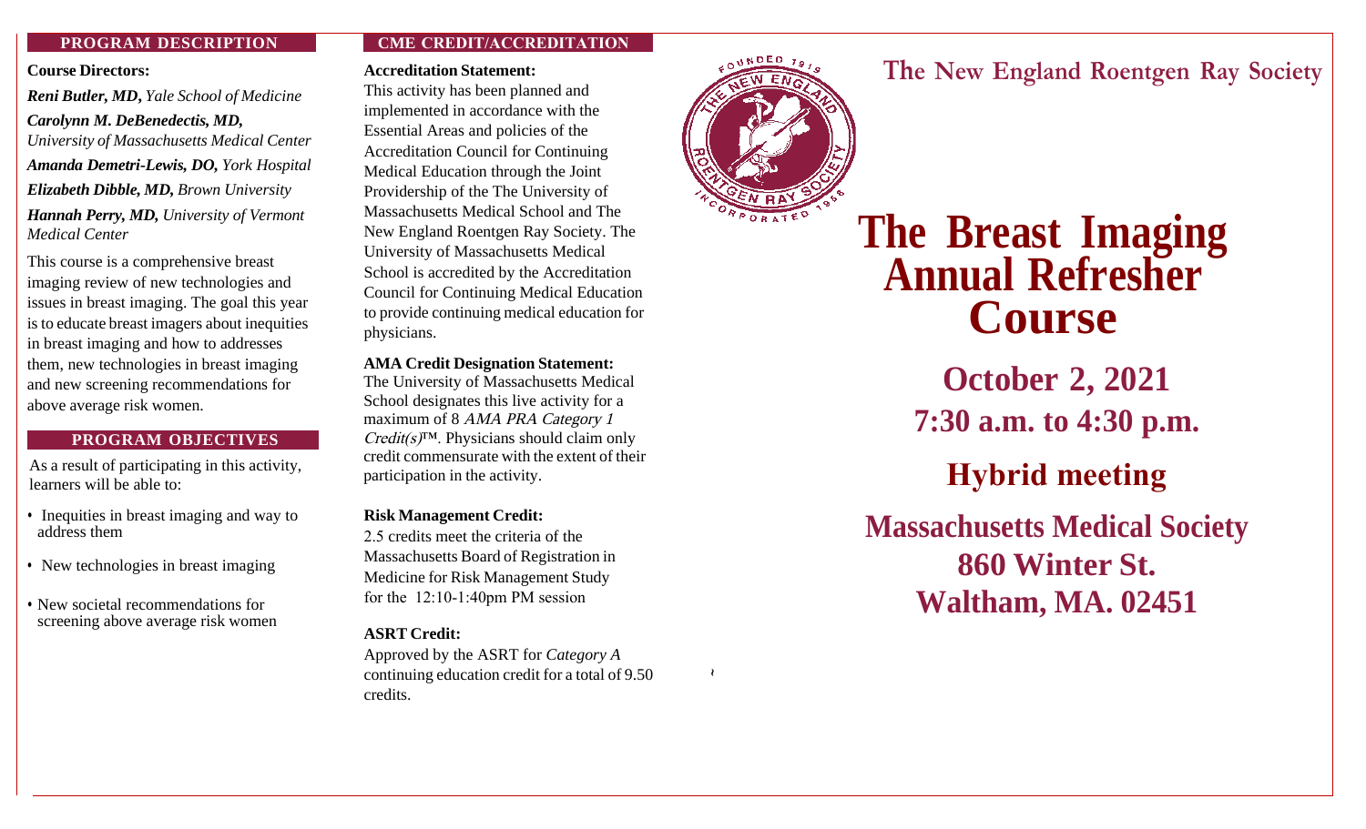## PROGRAM DESCRIPTION

**Course Directors:**

***Reni Butler, MD,*** *Yale School of Medicine*

***Carolynn M. DeBenedectis, MD,*** *University of Massachusetts Medical Center*

***Amanda Demetri-Lewis, DO,*** *York Hospital*

***Elizabeth Dibble, MD,*** *Brown University*

***Hannah Perry, MD,*** *University of Vermont Medical Center*

This course is a comprehensive breast imaging review of new technologies and issues in breast imaging. The goal this year is to educate breast imagers about inequities in breast imaging and how to addresses them, new technologies in breast imaging and new screening recommendations for above average risk women.

## PROGRAM OBJECTIVES

As a result of participating in this activity, learners will be able to:

- Inequities in breast imaging and way to address them
- New technologies in breast imaging
- New societal recommendations for screening above average risk women

## CME CREDIT/ACCREDITATION

**Accreditation Statement:**

This activity has been planned and implemented in accordance with the Essential Areas and policies of the Accreditation Council for Continuing Medical Education through the Joint Providership of the The University of Massachusetts Medical School and The New England Roentgen Ray Society. The University of Massachusetts Medical School is accredited by the Accreditation Council for Continuing Medical Education to provide continuing medical education for physicians.

**AMA Credit Designation Statement:**

The University of Massachusetts Medical School designates this live activity for a maximum of 8 *AMA PRA Category 1 Credit(s)*™. Physicians should claim only credit commensurate with the extent of their participation in the activity.

**Risk Management Credit:**

2.5 credits meet the criteria of the Massachusetts Board of Registration in Medicine for Risk Management Study for the 12:10-1:40pm PM session

**ASRT Credit:**

Approved by the ASRT for *Category A* continuing education credit for a total of 9.50 credits.

The New England Roentgen Ray Society

Founded 1919 · Incorporated 1958

# The Breast Imaging Annual Refresher Course

## October 2, 2021
## 7:30 a.m. to 4:30 p.m.

## Hybrid meeting

## Massachusetts Medical Society
## 860 Winter St.
## Waltham, MA. 02451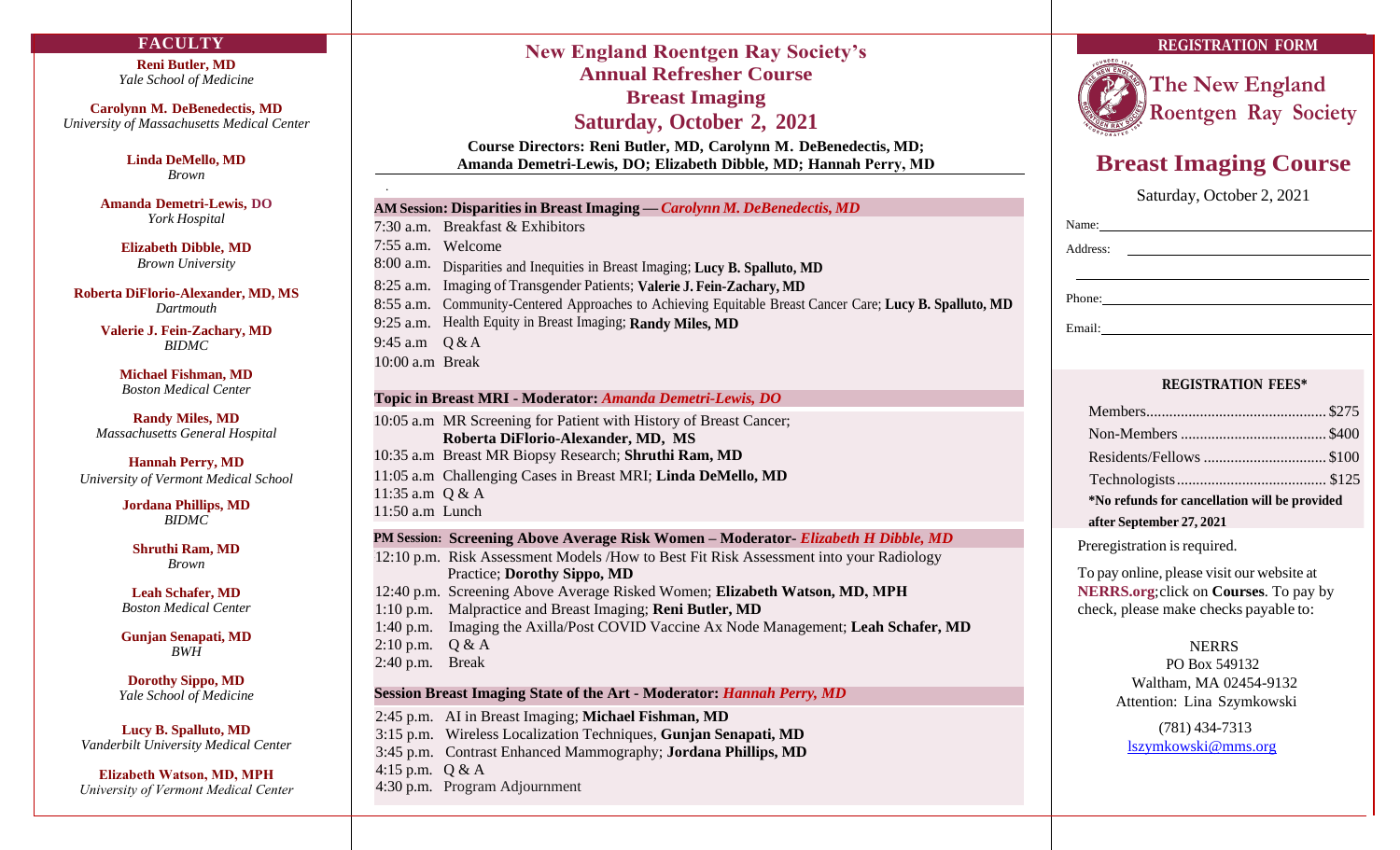## FACULTY

**Reni Butler, MD**
*Yale School of Medicine*

**Carolynn M. DeBenedectis, MD**
*University of Massachusetts Medical Center*

**Linda DeMello, MD**
*Brown*

**Amanda Demetri-Lewis, DO**
*York Hospital*

**Elizabeth Dibble, MD**
*Brown University*

**Roberta DiFlorio-Alexander, MD, MS**
*Dartmouth*

**Valerie J. Fein-Zachary, MD**
*BIDMC*

**Michael Fishman, MD**
*Boston Medical Center*

**Randy Miles, MD**
*Massachusetts General Hospital*

**Hannah Perry, MD**
*University of Vermont Medical School*

**Jordana Phillips, MD**
*BIDMC*

**Shruthi Ram, MD**
*Brown*

**Leah Schafer, MD**
*Boston Medical Center*

**Gunjan Senapati, MD**
*BWH*

**Dorothy Sippo, MD**
*Yale School of Medicine*

**Lucy B. Spalluto, MD**
*Vanderbilt University Medical Center*

**Elizabeth Watson, MD, MPH**
*University of Vermont Medical Center*

# New England Roentgen Ray Society's Annual Refresher Course
# Breast Imaging
## Saturday, October 2, 2021

**Course Directors: Reni Butler, MD, Carolynn M. DeBenedectis, MD; Amanda Demetri-Lewis, DO; Elizabeth Dibble, MD; Hannah Perry, MD**

### AM Session: Disparities in Breast Imaging — *Carolynn M. DeBenedectis, MD*

7:30 a.m. Breakfast & Exhibitors
7:55 a.m. Welcome
8:00 a.m. Disparities and Inequities in Breast Imaging; **Lucy B. Spalluto, MD**
8:25 a.m. Imaging of Transgender Patients; **Valerie J. Fein-Zachary, MD**
8:55 a.m. Community-Centered Approaches to Achieving Equitable Breast Cancer Care; **Lucy B. Spalluto, MD**
9:25 a.m. Health Equity in Breast Imaging; **Randy Miles, MD**
9:45 a.m Q & A
10:00 a.m Break

### Topic in Breast MRI - Moderator: *Amanda Demetri-Lewis, DO*

10:05 a.m MR Screening for Patient with History of Breast Cancer; **Roberta DiFlorio-Alexander, MD, MS**
10:35 a.m Breast MR Biopsy Research; **Shruthi Ram, MD**
11:05 a.m Challenging Cases in Breast MRI; **Linda DeMello, MD**
11:35 a.m Q & A
11:50 a.m Lunch

### PM Session: Screening Above Average Risk Women – Moderator- *Elizabeth H Dibble, MD*

12:10 p.m. Risk Assessment Models /How to Best Fit Risk Assessment into your Radiology Practice; **Dorothy Sippo, MD**
12:40 p.m. Screening Above Average Risked Women; **Elizabeth Watson, MD, MPH**
1:10 p.m. Malpractice and Breast Imaging; **Reni Butler, MD**
1:40 p.m. Imaging the Axilla/Post COVID Vaccine Ax Node Management; **Leah Schafer, MD**
2:10 p.m. Q & A
2:40 p.m. Break

### Session Breast Imaging State of the Art - Moderator: *Hannah Perry, MD*

2:45 p.m. AI in Breast Imaging; **Michael Fishman, MD**
3:15 p.m. Wireless Localization Techniques, **Gunjan Senapati, MD**
3:45 p.m. Contrast Enhanced Mammography; **Jordana Phillips, MD**
4:15 p.m. Q & A
4:30 p.m. Program Adjournment

## REGISTRATION FORM

The New England Roentgen Ray Society

# Breast Imaging Course

Saturday, October 2, 2021

Name: \_\_\_\_\_\_\_\_\_\_\_\_\_\_\_\_\_\_\_\_\_\_\_\_\_\_\_\_\_\_

Address: \_\_\_\_\_\_\_\_\_\_\_\_\_\_\_\_\_\_\_\_\_\_\_\_\_\_\_\_\_\_

\_\_\_\_\_\_\_\_\_\_\_\_\_\_\_\_\_\_\_\_\_\_\_\_\_\_\_\_\_\_

Phone: \_\_\_\_\_\_\_\_\_\_\_\_\_\_\_\_\_\_\_\_\_\_\_\_\_\_\_\_\_\_

Email: \_\_\_\_\_\_\_\_\_\_\_\_\_\_\_\_\_\_\_\_\_\_\_\_\_\_\_\_\_\_

### REGISTRATION FEES*

| | |
|---|---|
| Members | $275 |
| Non-Members | $400 |
| Residents/Fellows | $100 |
| Technologists | $125 |

***No refunds for cancellation will be provided after September 27, 2021**

Preregistration is required.

To pay online, please visit our website at **NERRS.org**;click on **Courses**. To pay by check, please make checks payable to:

NERRS
PO Box 549132
Waltham, MA 02454-9132
Attention: Lina Szymkowski

(781) 434-7313
lszymkowski@mms.org